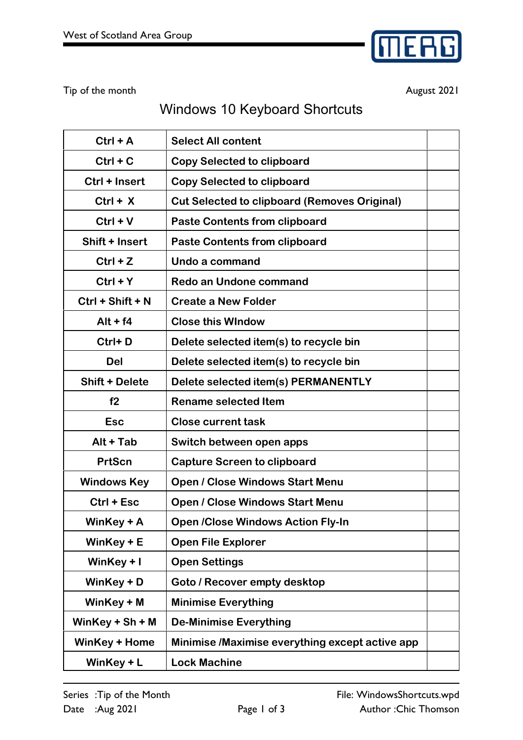West of Scotland Area Group

Tip of the month

August 2021

# Windows 10 Keyboard Shortcuts

| | | |
|---|---|---|
| **Ctrl + A** | **Select All content** | |
| **Ctrl + C** | **Copy Selected to clipboard** | |
| **Ctrl + Insert** | **Copy Selected to clipboard** | |
| **Ctrl + X** | **Cut Selected to clipboard (Removes Original)** | |
| **Ctrl + V** | **Paste Contents from clipboard** | |
| **Shift + Insert** | **Paste Contents from clipboard** | |
| **Ctrl + Z** | **Undo a command** | |
| **Ctrl + Y** | **Redo an Undone command** | |
| **Ctrl + Shift + N** | **Create a New Folder** | |
| **Alt + f4** | **Close this WIndow** | |
| **Ctrl+ D** | **Delete selected item(s) to recycle bin** | |
| **Del** | **Delete selected item(s) to recycle bin** | |
| **Shift + Delete** | **Delete selected item(s) PERMANENTLY** | |
| **f2** | **Rename selected Item** | |
| **Esc** | **Close current task** | |
| **Alt + Tab** | **Switch between open apps** | |
| **PrtScn** | **Capture Screen to clipboard** | |
| **Windows Key** | **Open / Close Windows Start Menu** | |
| **Ctrl + Esc** | **Open / Close Windows Start Menu** | |
| **WinKey + A** | **Open /Close Windows Action Fly-In** | |
| **WinKey + E** | **Open File Explorer** | |
| **WinKey + I** | **Open Settings** | |
| **WinKey + D** | **Goto / Recover empty desktop** | |
| **WinKey + M** | **Minimise Everything** | |
| **WinKey + Sh + M** | **De-Minimise Everything** | |
| **WinKey + Home** | **Minimise /Maximise everything except active app** | |
| **WinKey + L** | **Lock Machine** | |

Series :Tip of the Month
Date :Aug 2021

File: WindowsShortcuts.wpd
Author :Chic Thomson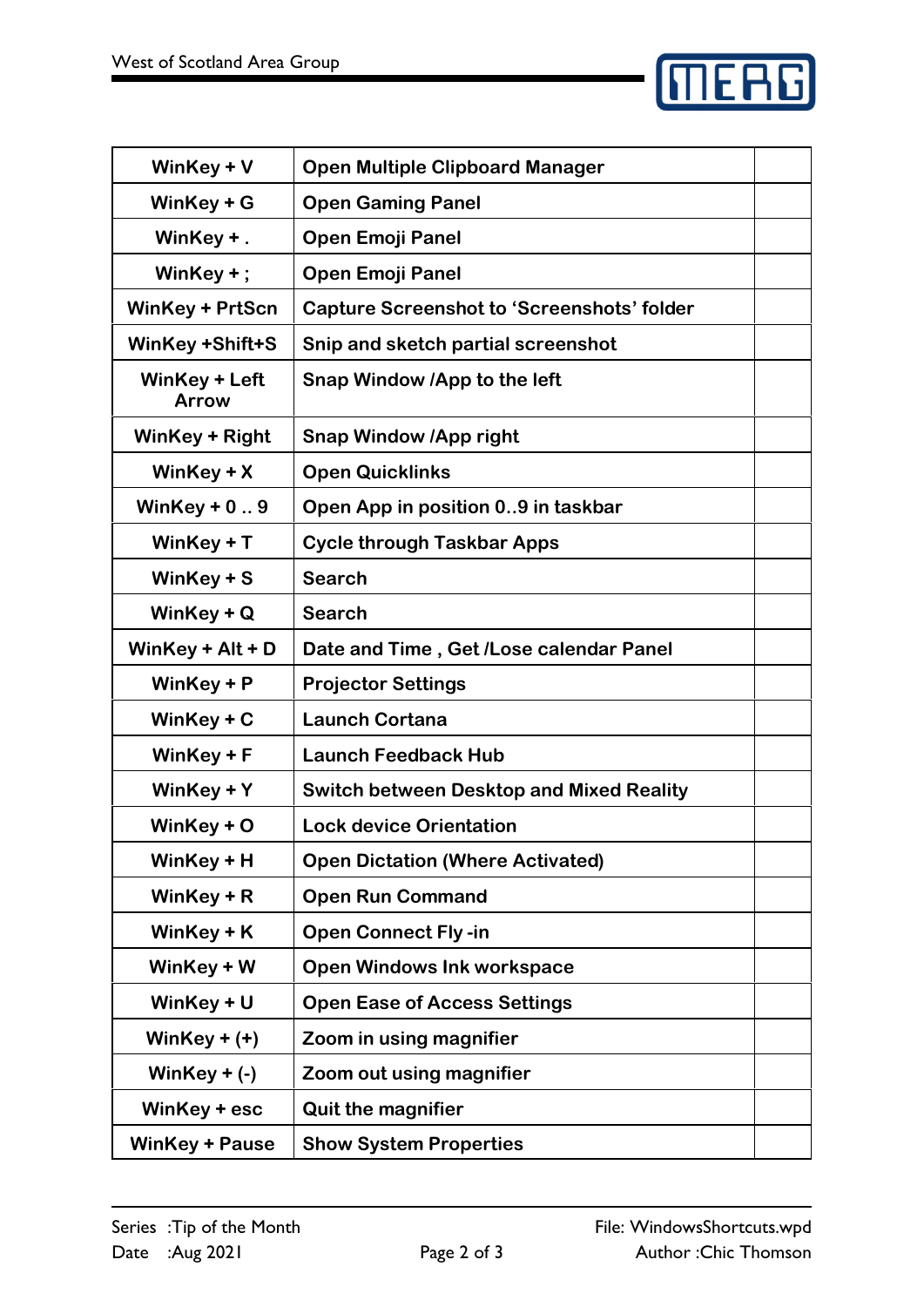| WinKey + V | Open Multiple Clipboard Manager | |
|---|---|---|
| WinKey + G | Open Gaming Panel | |
| WinKey + . | Open Emoji Panel | |
| WinKey + ; | Open Emoji Panel | |
| WinKey + PrtScn | Capture Screenshot to ‘Screenshots’ folder | |
| WinKey +Shift+S | Snip and sketch partial screenshot | |
| WinKey + Left Arrow | Snap Window /App to the left | |
| WinKey + Right | Snap Window /App right | |
| WinKey + X | Open Quicklinks | |
| WinKey + 0 .. 9 | Open App in position 0..9 in taskbar | |
| WinKey + T | Cycle through Taskbar Apps | |
| WinKey + S | Search | |
| WinKey + Q | Search | |
| WinKey + Alt + D | Date and Time , Get /Lose calendar Panel | |
| WinKey + P | Projector Settings | |
| WinKey + C | Launch Cortana | |
| WinKey + F | Launch Feedback Hub | |
| WinKey + Y | Switch between Desktop and Mixed Reality | |
| WinKey + O | Lock device Orientation | |
| WinKey + H | Open Dictation (Where Activated) | |
| WinKey + R | Open Run Command | |
| WinKey + K | Open Connect Fly -in | |
| WinKey + W | Open Windows Ink workspace | |
| WinKey + U | Open Ease of Access Settings | |
| WinKey + (+) | Zoom in using magnifier | |
| WinKey + (-) | Zoom out using magnifier | |
| WinKey + esc | Quit the magnifier | |
| WinKey + Pause | Show System Properties | |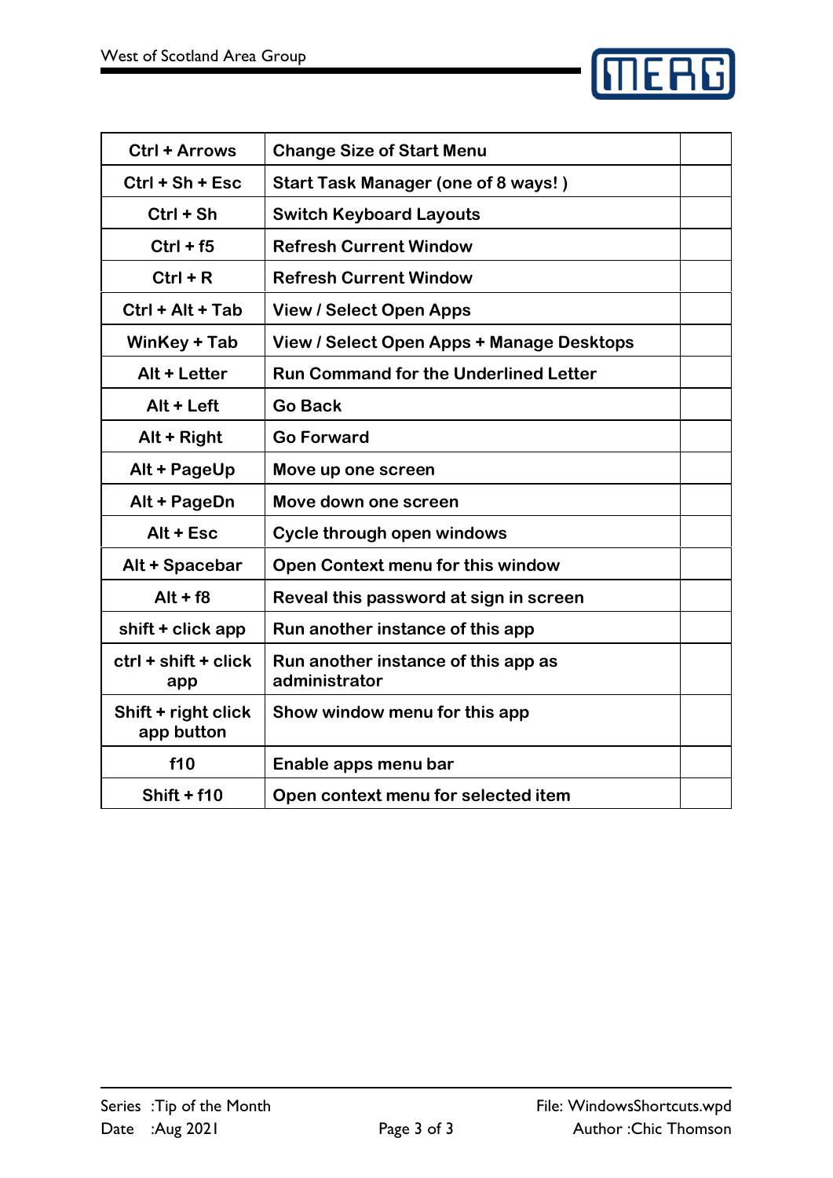| | | |
|---|---|---|
| Ctrl + Arrows | Change Size of Start Menu | |
| Ctrl + Sh + Esc | Start Task Manager (one of 8 ways! ) | |
| Ctrl + Sh | Switch Keyboard Layouts | |
| Ctrl + f5 | Refresh Current Window | |
| Ctrl + R | Refresh Current Window | |
| Ctrl + Alt + Tab | View / Select Open Apps | |
| WinKey + Tab | View / Select Open Apps + Manage Desktops | |
| Alt + Letter | Run Command for the Underlined Letter | |
| Alt + Left | Go Back | |
| Alt + Right | Go Forward | |
| Alt + PageUp | Move up one screen | |
| Alt + PageDn | Move down one screen | |
| Alt + Esc | Cycle through open windows | |
| Alt + Spacebar | Open Context menu for this window | |
| Alt + f8 | Reveal this password at sign in screen | |
| shift + click app | Run another instance of this app | |
| ctrl + shift + click app | Run another instance of this app as administrator | |
| Shift + right click app button | Show window menu for this app | |
| f10 | Enable apps menu bar | |
| Shift + f10 | Open context menu for selected item | |